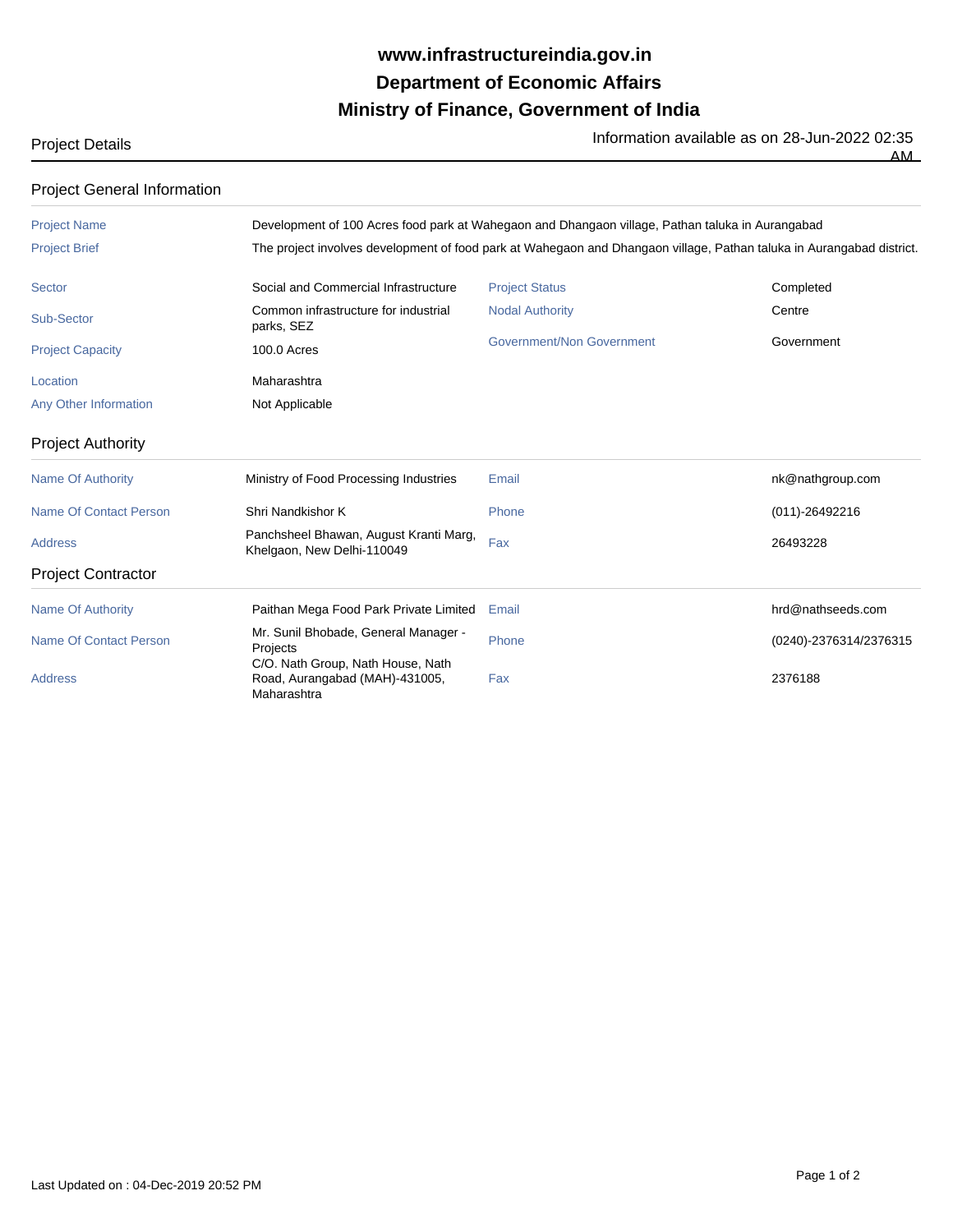# www.infrastructureindia.gov.in
# Department of Economic Affairs
# Ministry of Finance, Government of India

Project Details

Information available as on 28-Jun-2022 02:35 AM

## Project General Information

| | |
|---|---|
| Project Name | Development of 100 Acres food park at Wahegaon and Dhangaon village, Pathan taluka in Aurangabad |
| Project Brief | The project involves development of food park at Wahegaon and Dhangaon village, Pathan taluka in Aurangabad district. |

| | | | |
|---|---|---|---|
| Sector | Social and Commercial Infrastructure | Project Status | Completed |
| Sub-Sector | Common infrastructure for industrial parks, SEZ | Nodal Authority | Centre |
| Project Capacity | 100.0 Acres | Government/Non Government | Government |
| Location | Maharashtra | | |
| Any Other Information | Not Applicable | | |

## Project Authority

| | | | |
|---|---|---|---|
| Name Of Authority | Ministry of Food Processing Industries | Email | nk@nathgroup.com |
| Name Of Contact Person | Shri Nandkishor K | Phone | (011)-26492216 |
| Address | Panchsheel Bhawan, August Kranti Marg, Khelgaon, New Delhi-110049 | Fax | 26493228 |

## Project Contractor

| | | | |
|---|---|---|---|
| Name Of Authority | Paithan Mega Food Park Private Limited | Email | hrd@nathseeds.com |
| Name Of Contact Person | Mr. Sunil Bhobade, General Manager - Projects | Phone | (0240)-2376314/2376315 |
| Address | C/O. Nath Group, Nath House, Nath Road, Aurangabad (MAH)-431005, Maharashtra | Fax | 2376188 |

Last Updated on : 04-Dec-2019 20:52 PM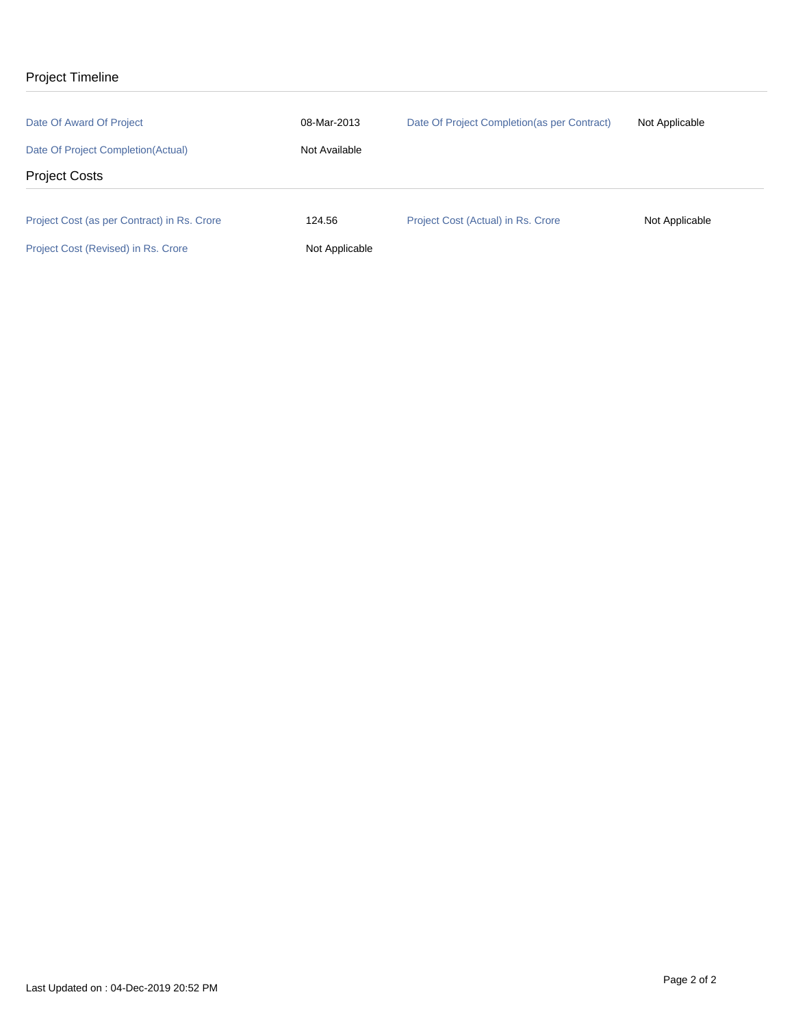## Project Timeline

| | | | |
|---|---|---|---|
| Date Of Award Of Project | 08-Mar-2013 | Date Of Project Completion(as per Contract) | Not Applicable |
| Date Of Project Completion(Actual) | Not Available | | |

## Project Costs

| | | | |
|---|---|---|---|
| Project Cost (as per Contract) in Rs. Crore | 124.56 | Project Cost (Actual) in Rs. Crore | Not Applicable |
| Project Cost (Revised) in Rs. Crore | Not Applicable | | |

Last Updated on : 04-Dec-2019 20:52 PM